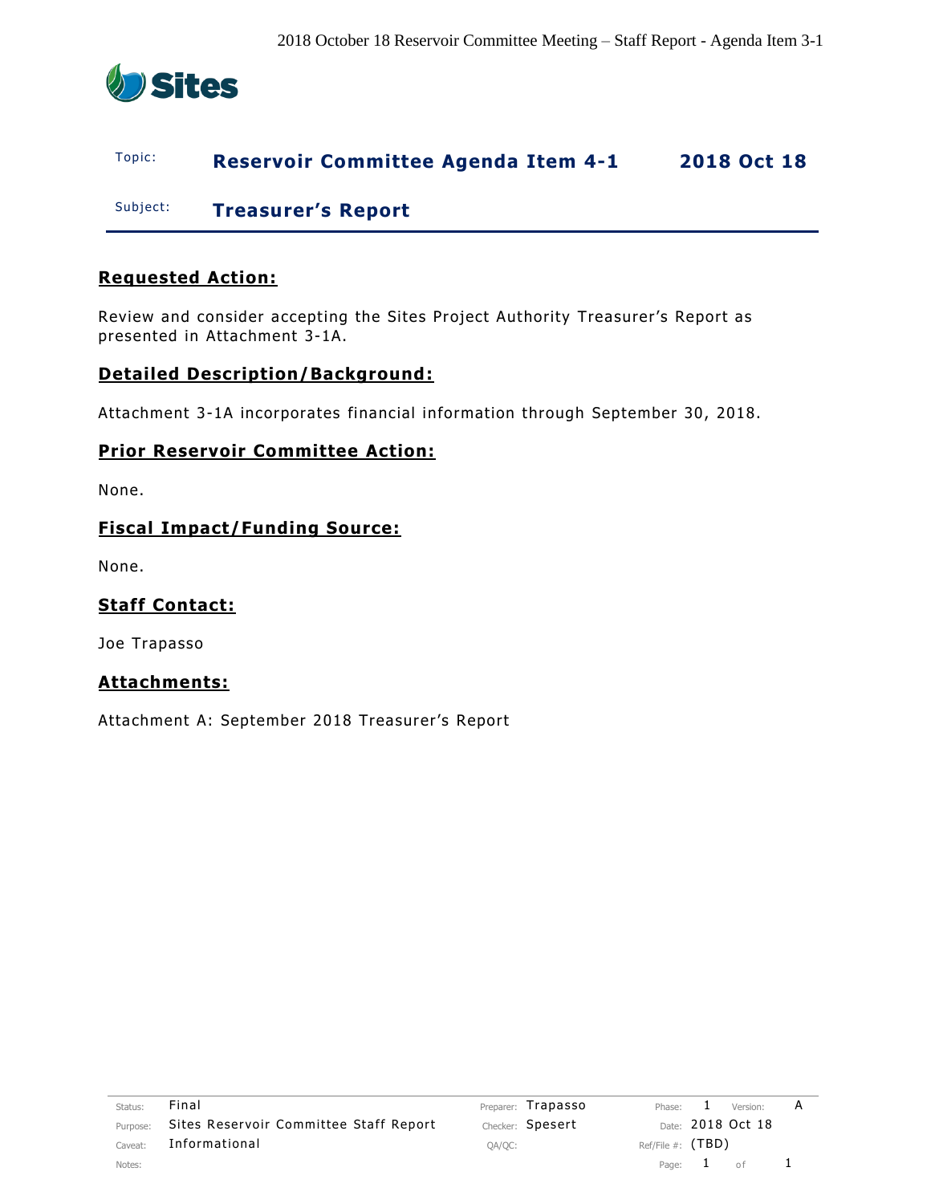| Topic: | **Reservoir Committee Agenda Item 4-1** | **2018 Oct 18** |
| --- | --- | --- |
| Subject: | **Treasurer's Report** | |

## Requested Action:

Review and consider accepting the Sites Project Authority Treasurer's Report as presented in Attachment 3-1A.

## Detailed Description/Background:

Attachment 3-1A incorporates financial information through September 30, 2018.

## Prior Reservoir Committee Action:

None.

## Fiscal Impact/Funding Source:

None.

## Staff Contact:

Joe Trapasso

## Attachments:

Attachment A: September 2018 Treasurer's Report

| Status: | Final | Preparer: | Trapasso | Phase: | 1 | Version: | A |
| --- | --- | --- | --- | --- | --- | --- | --- |
| Purpose: | Sites Reservoir Committee Staff Report | Checker: | Spesert | Date: | 2018 Oct 18 | | |
| Caveat: | Informational | QA/QC: | | Ref/File #: | (TBD) | | |
| Notes: | | | | | | | |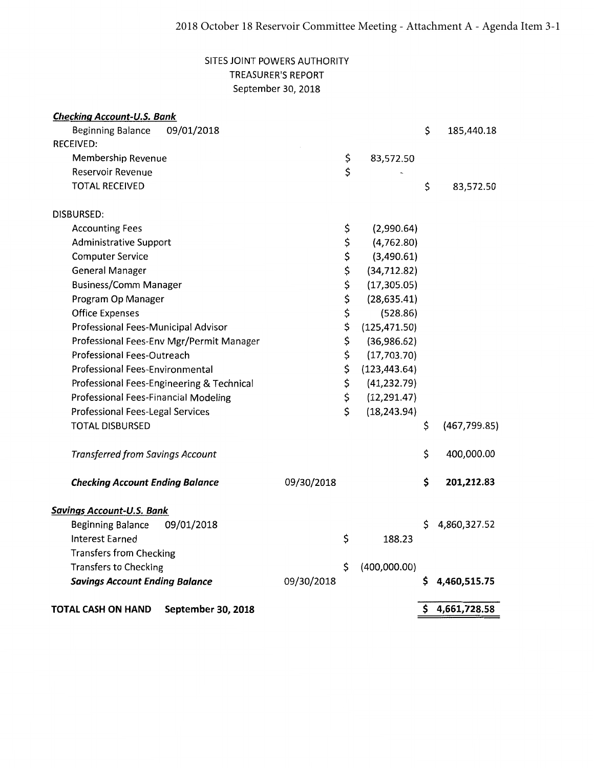SITES JOINT POWERS AUTHORITY
TREASURER'S REPORT
September 30, 2018

| ***Checking Account-U.S. Bank*** | | | |
|---|---|---|---|
| Beginning Balance 09/01/2018 | | | $ 185,440.18 |
| RECEIVED: | | | |
| Membership Revenue | | $ 83,572.50 | |
| Reservoir Revenue | | $ - | |
| TOTAL RECEIVED | | | $ 83,572.50 |
| | | | |
| DISBURSED: | | | |
| Accounting Fees | | $ (2,990.64) | |
| Administrative Support | | $ (4,762.80) | |
| Computer Service | | $ (3,490.61) | |
| General Manager | | $ (34,712.82) | |
| Business/Comm Manager | | $ (17,305.05) | |
| Program Op Manager | | $ (28,635.41) | |
| Office Expenses | | $ (528.86) | |
| Professional Fees-Municipal Advisor | | $ (125,471.50) | |
| Professional Fees-Env Mgr/Permit Manager | | $ (36,986.62) | |
| Professional Fees-Outreach | | $ (17,703.70) | |
| Professional Fees-Environmental | | $ (123,443.64) | |
| Professional Fees-Engineering & Technical | | $ (41,232.79) | |
| Professional Fees-Financial Modeling | | $ (12,291.47) | |
| Professional Fees-Legal Services | | $ (18,243.94) | |
| TOTAL DISBURSED | | | $ (467,799.85) |
| | | | |
| *Transferred from Savings Account* | | | $ 400,000.00 |
| | | | |
| ***Checking Account Ending Balance*** | 09/30/2018 | | **$ 201,212.83** |
| | | | |
| ***Savings Account-U.S. Bank*** | | | |
| Beginning Balance 09/01/2018 | | | $ 4,860,327.52 |
| Interest Earned | | $ 188.23 | |
| Transfers from Checking | | | |
| Transfers to Checking | | $ (400,000.00) | |
| ***Savings Account Ending Balance*** | 09/30/2018 | | **$ 4,460,515.75** |
| | | | |
| **TOTAL CASH ON HAND September 30, 2018** | | | **$ 4,661,728.58** |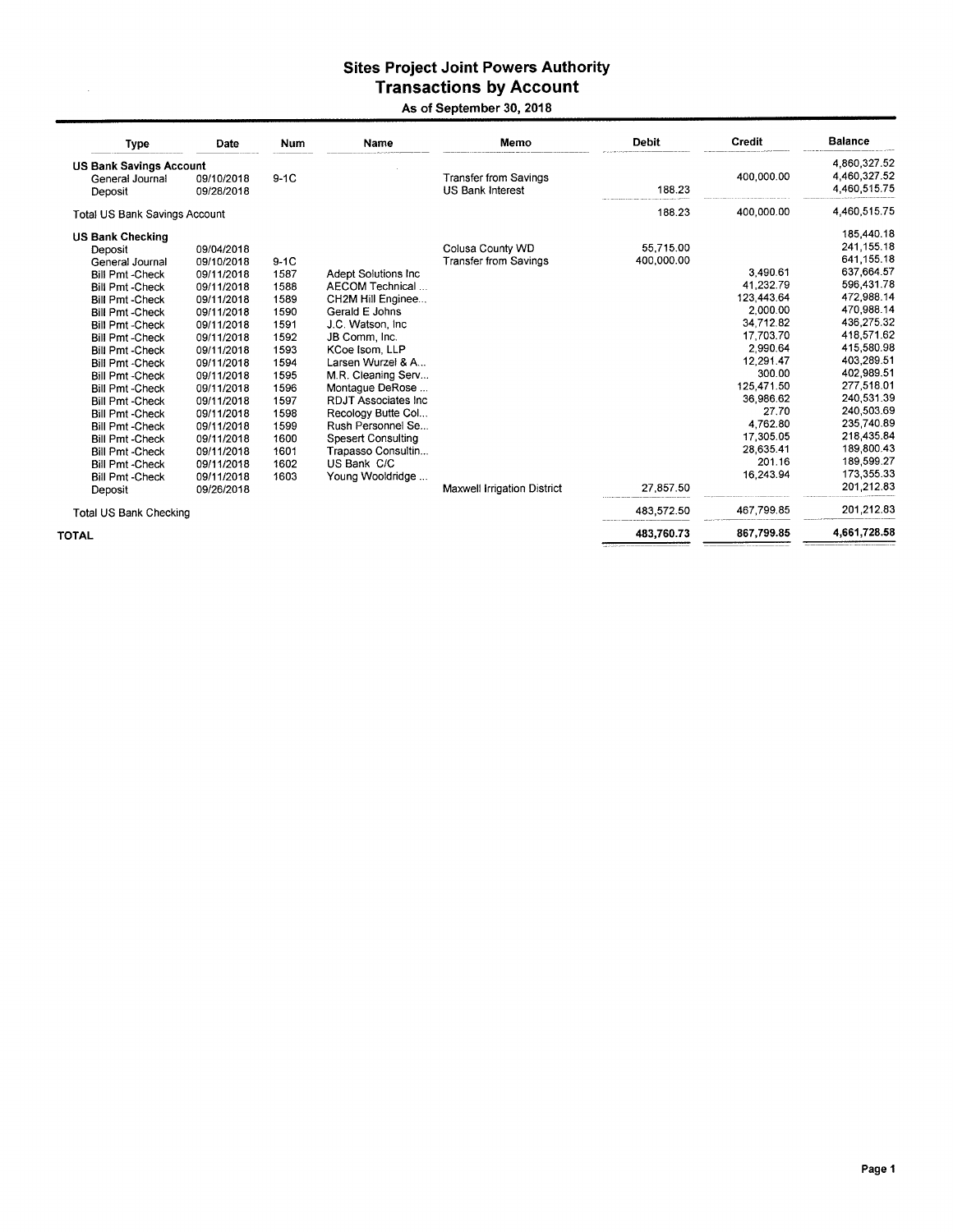# Sites Project Joint Powers Authority
## Transactions by Account
### As of September 30, 2018

| Type | Date | Num | Name | Memo | Debit | Credit | Balance |
|---|---|---|---|---|---|---|---|
| **US Bank Savings Account** | | | | | | | 4,860,327.52 |
| General Journal | 09/10/2018 | 9-1C | | Transfer from Savings | | 400,000.00 | 4,460,327.52 |
| Deposit | 09/28/2018 | | | US Bank Interest | 188.23 | | 4,460,515.75 |
| Total US Bank Savings Account | | | | | 188.23 | 400,000.00 | 4,460,515.75 |
| **US Bank Checking** | | | | | | | 185,440.18 |
| Deposit | 09/04/2018 | | | Colusa County WD | 55,715.00 | | 241,155.18 |
| General Journal | 09/10/2018 | 9-1C | | Transfer from Savings | 400,000.00 | | 641,155.18 |
| Bill Pmt -Check | 09/11/2018 | 1587 | Adept Solutions Inc | | | 3,490.61 | 637,664.57 |
| Bill Pmt -Check | 09/11/2018 | 1588 | AECOM Technical ... | | | 41,232.79 | 596,431.78 |
| Bill Pmt -Check | 09/11/2018 | 1589 | CH2M Hill Enginee... | | | 123,443.64 | 472,988.14 |
| Bill Pmt -Check | 09/11/2018 | 1590 | Gerald E Johns | | | 2,000.00 | 470,988.14 |
| Bill Pmt -Check | 09/11/2018 | 1591 | J.C. Watson, Inc | | | 34,712.82 | 436,275.32 |
| Bill Pmt -Check | 09/11/2018 | 1592 | JB Comm, Inc. | | | 17,703.70 | 418,571.62 |
| Bill Pmt -Check | 09/11/2018 | 1593 | KCoe Isom, LLP | | | 2,990.64 | 415,580.98 |
| Bill Pmt -Check | 09/11/2018 | 1594 | Larsen Wurzel & A... | | | 12,291.47 | 403,289.51 |
| Bill Pmt -Check | 09/11/2018 | 1595 | M.R. Cleaning Serv... | | | 300.00 | 402,989.51 |
| Bill Pmt -Check | 09/11/2018 | 1596 | Montague DeRose ... | | | 125,471.50 | 277,518.01 |
| Bill Pmt -Check | 09/11/2018 | 1597 | RDJT Associates Inc | | | 36,986.62 | 240,531.39 |
| Bill Pmt -Check | 09/11/2018 | 1598 | Recology Butte Col... | | | 27.70 | 240,503.69 |
| Bill Pmt -Check | 09/11/2018 | 1599 | Rush Personnel Se... | | | 4,762.80 | 235,740.89 |
| Bill Pmt -Check | 09/11/2018 | 1600 | Spesert Consulting | | | 17,305.05 | 218,435.84 |
| Bill Pmt -Check | 09/11/2018 | 1601 | Trapasso Consultin... | | | 28,635.41 | 189,800.43 |
| Bill Pmt -Check | 09/11/2018 | 1602 | US Bank C/C | | | 201.16 | 189,599.27 |
| Bill Pmt -Check | 09/11/2018 | 1603 | Young Wooldridge ... | | | 16,243.94 | 173,355.33 |
| Deposit | 09/26/2018 | | | Maxwell Irrigation District | 27,857.50 | | 201,212.83 |
| Total US Bank Checking | | | | | 483,572.50 | 467,799.85 | 201,212.83 |
| **TOTAL** | | | | | 483,760.73 | 867,799.85 | 4,661,728.58 |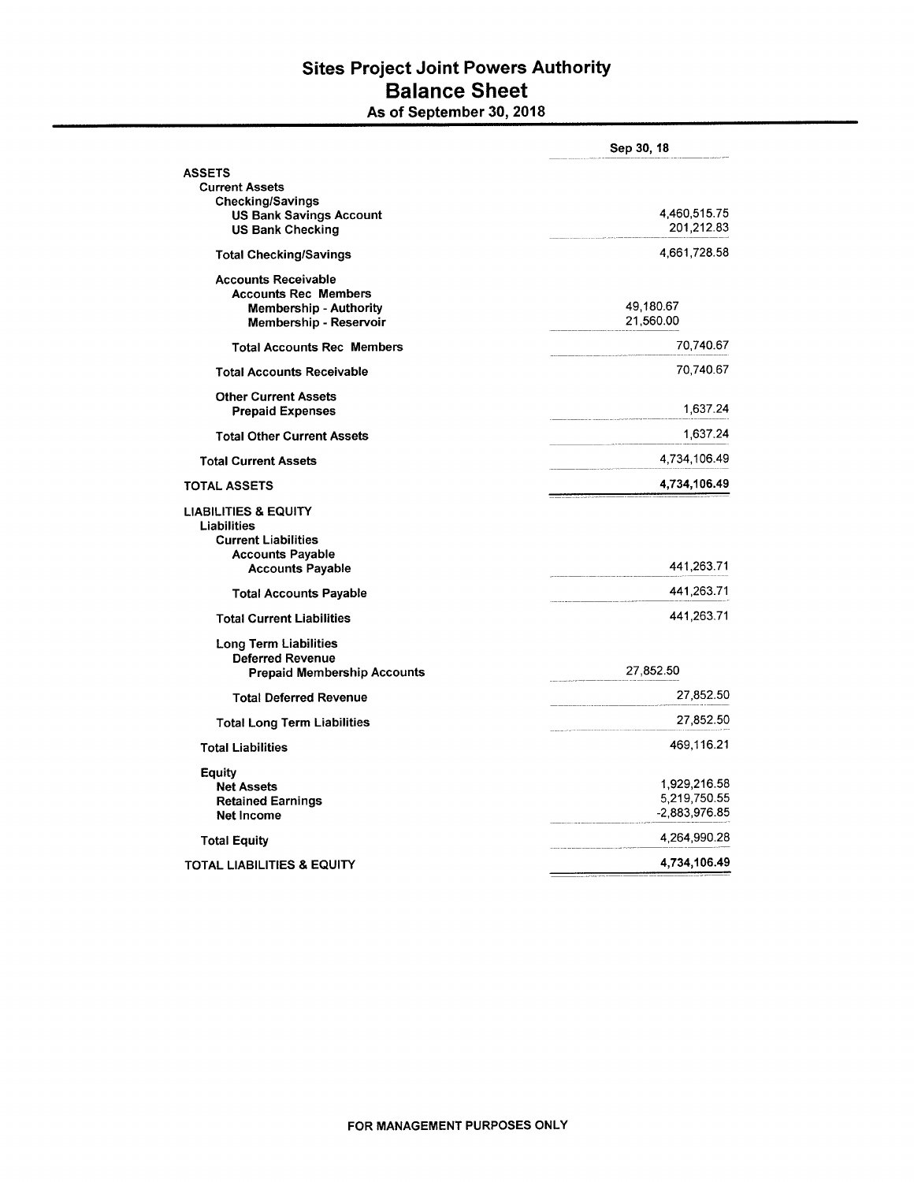# Sites Project Joint Powers Authority

## Balance Sheet

### As of September 30, 2018

| | | Sep 30, 18 |
|---|---|---|
| **ASSETS** | | |
| **Current Assets** | | |
| **Checking/Savings** | | |
| **US Bank Savings Account** | | 4,460,515.75 |
| **US Bank Checking** | | 201,212.83 |
| **Total Checking/Savings** | | 4,661,728.58 |
| **Accounts Receivable** | | |
| **Accounts Rec Members** | | |
| **Membership - Authority** | 49,180.67 | |
| **Membership - Reservoir** | 21,560.00 | |
| **Total Accounts Rec Members** | | 70,740.67 |
| **Total Accounts Receivable** | | 70,740.67 |
| **Other Current Assets** | | |
| **Prepaid Expenses** | | 1,637.24 |
| **Total Other Current Assets** | | 1,637.24 |
| **Total Current Assets** | | 4,734,106.49 |
| **TOTAL ASSETS** | | **4,734,106.49** |
| **LIABILITIES & EQUITY** | | |
| **Liabilities** | | |
| **Current Liabilities** | | |
| **Accounts Payable** | | |
| **Accounts Payable** | | 441,263.71 |
| **Total Accounts Payable** | | 441,263.71 |
| **Total Current Liabilities** | | 441,263.71 |
| **Long Term Liabilities** | | |
| **Deferred Revenue** | | |
| **Prepaid Membership Accounts** | 27,852.50 | |
| **Total Deferred Revenue** | | 27,852.50 |
| **Total Long Term Liabilities** | | 27,852.50 |
| **Total Liabilities** | | 469,116.21 |
| **Equity** | | |
| **Net Assets** | | 1,929,216.58 |
| **Retained Earnings** | | 5,219,750.55 |
| **Net Income** | | -2,883,976.85 |
| **Total Equity** | | 4,264,990.28 |
| **TOTAL LIABILITIES & EQUITY** | | **4,734,106.49** |

**FOR MANAGEMENT PURPOSES ONLY**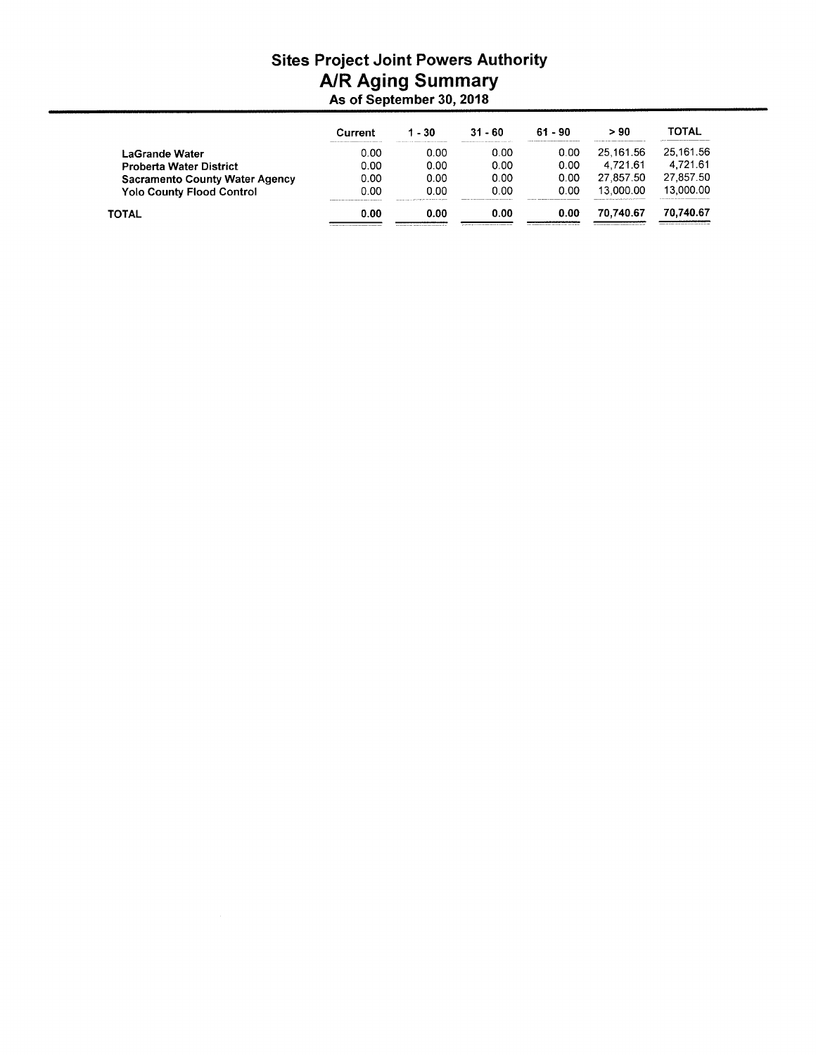# Sites Project Joint Powers Authority

## A/R Aging Summary

### As of September 30, 2018

| | Current | 1 - 30 | 31 - 60 | 61 - 90 | > 90 | TOTAL |
|---|---|---|---|---|---|---|
| **LaGrande Water** | 0.00 | 0.00 | 0.00 | 0.00 | 25,161.56 | 25,161.56 |
| **Proberta Water District** | 0.00 | 0.00 | 0.00 | 0.00 | 4,721.61 | 4,721.61 |
| **Sacramento County Water Agency** | 0.00 | 0.00 | 0.00 | 0.00 | 27,857.50 | 27,857.50 |
| **Yolo County Flood Control** | 0.00 | 0.00 | 0.00 | 0.00 | 13,000.00 | 13,000.00 |
| **TOTAL** | **0.00** | **0.00** | **0.00** | **0.00** | **70,740.67** | **70,740.67** |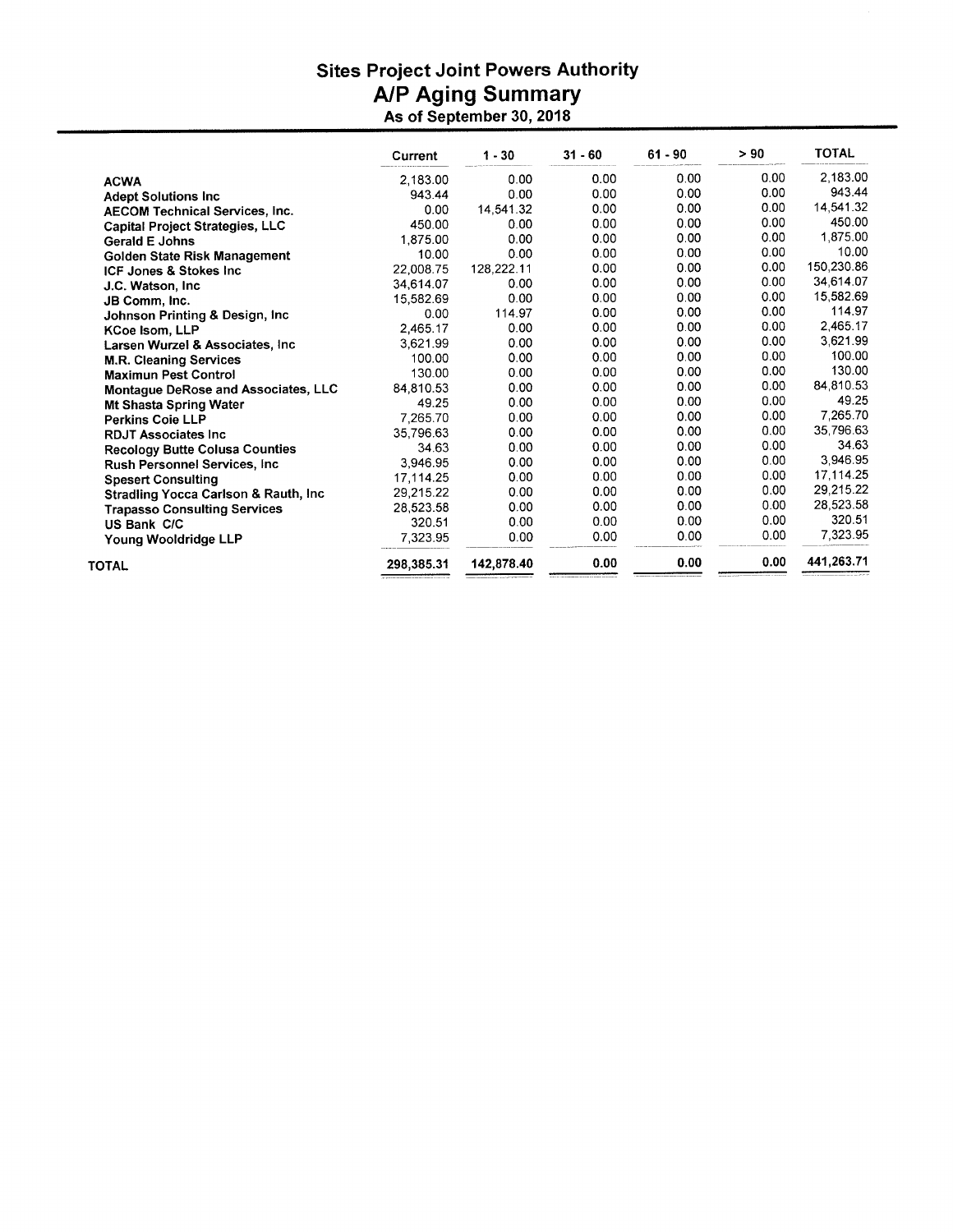# Sites Project Joint Powers Authority
## A/P Aging Summary
### As of September 30, 2018

| | Current | 1 - 30 | 31 - 60 | 61 - 90 | > 90 | TOTAL |
|---|---|---|---|---|---|---|
| **ACWA** | 2,183.00 | 0.00 | 0.00 | 0.00 | 0.00 | 2,183.00 |
| **Adept Solutions Inc** | 943.44 | 0.00 | 0.00 | 0.00 | 0.00 | 943.44 |
| **AECOM Technical Services, Inc.** | 0.00 | 14,541.32 | 0.00 | 0.00 | 0.00 | 14,541.32 |
| **Capital Project Strategies, LLC** | 450.00 | 0.00 | 0.00 | 0.00 | 0.00 | 450.00 |
| **Gerald E Johns** | 1,875.00 | 0.00 | 0.00 | 0.00 | 0.00 | 1,875.00 |
| **Golden State Risk Management** | 10.00 | 0.00 | 0.00 | 0.00 | 0.00 | 10.00 |
| **ICF Jones & Stokes Inc** | 22,008.75 | 128,222.11 | 0.00 | 0.00 | 0.00 | 150,230.86 |
| **J.C. Watson, Inc** | 34,614.07 | 0.00 | 0.00 | 0.00 | 0.00 | 34,614.07 |
| **JB Comm, Inc.** | 15,582.69 | 0.00 | 0.00 | 0.00 | 0.00 | 15,582.69 |
| **Johnson Printing & Design, Inc** | 0.00 | 114.97 | 0.00 | 0.00 | 0.00 | 114.97 |
| **KCoe Isom, LLP** | 2,465.17 | 0.00 | 0.00 | 0.00 | 0.00 | 2,465.17 |
| **Larsen Wurzel & Associates, Inc** | 3,621.99 | 0.00 | 0.00 | 0.00 | 0.00 | 3,621.99 |
| **M.R. Cleaning Services** | 100.00 | 0.00 | 0.00 | 0.00 | 0.00 | 100.00 |
| **Maximun Pest Control** | 130.00 | 0.00 | 0.00 | 0.00 | 0.00 | 130.00 |
| **Montague DeRose and Associates, LLC** | 84,810.53 | 0.00 | 0.00 | 0.00 | 0.00 | 84,810.53 |
| **Mt Shasta Spring Water** | 49.25 | 0.00 | 0.00 | 0.00 | 0.00 | 49.25 |
| **Perkins Coie LLP** | 7,265.70 | 0.00 | 0.00 | 0.00 | 0.00 | 7,265.70 |
| **RDJT Associates Inc** | 35,796.63 | 0.00 | 0.00 | 0.00 | 0.00 | 35,796.63 |
| **Recology Butte Colusa Counties** | 34.63 | 0.00 | 0.00 | 0.00 | 0.00 | 34.63 |
| **Rush Personnel Services, Inc** | 3,946.95 | 0.00 | 0.00 | 0.00 | 0.00 | 3,946.95 |
| **Spesert Consulting** | 17,114.25 | 0.00 | 0.00 | 0.00 | 0.00 | 17,114.25 |
| **Stradling Yocca Carlson & Rauth, Inc** | 29,215.22 | 0.00 | 0.00 | 0.00 | 0.00 | 29,215.22 |
| **Trapasso Consulting Services** | 28,523.58 | 0.00 | 0.00 | 0.00 | 0.00 | 28,523.58 |
| **US Bank C/C** | 320.51 | 0.00 | 0.00 | 0.00 | 0.00 | 320.51 |
| **Young Wooldridge LLP** | 7,323.95 | 0.00 | 0.00 | 0.00 | 0.00 | 7,323.95 |
| **TOTAL** | **298,385.31** | **142,878.40** | **0.00** | **0.00** | **0.00** | **441,263.71** |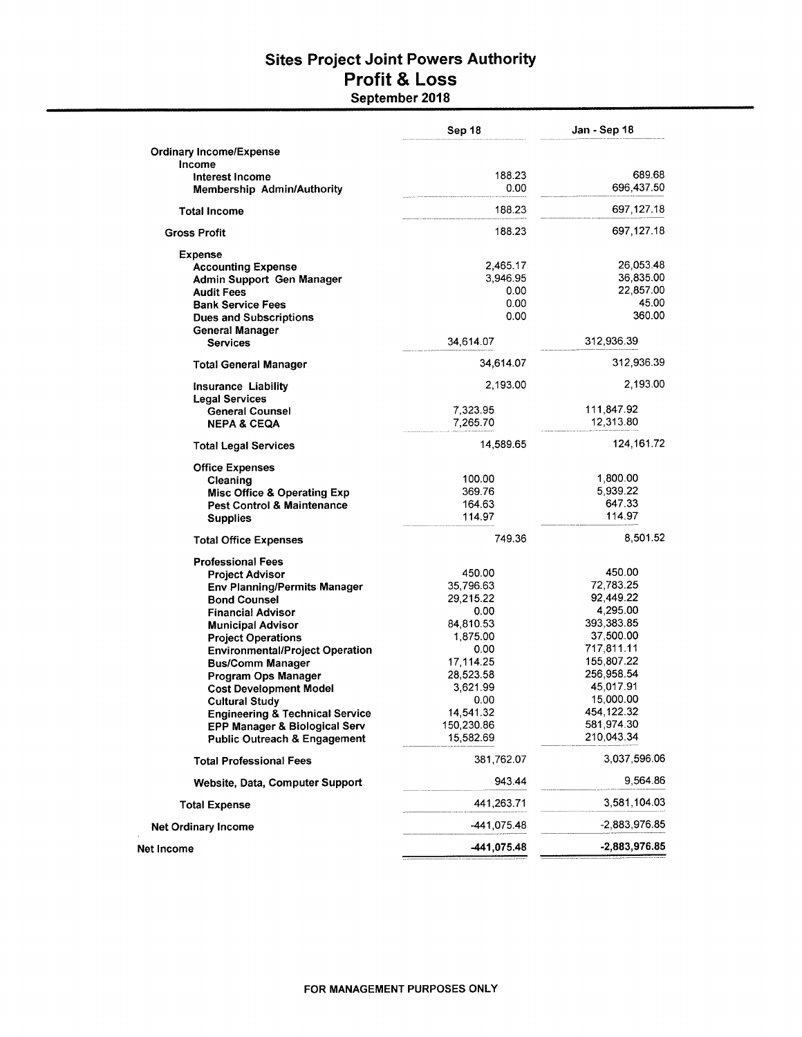# Sites Project Joint Powers Authority

## Profit & Loss

### September 2018

| | Sep 18 | Jan - Sep 18 |
|---|---|---|
| **Ordinary Income/Expense** | | |
| **Income** | | |
| **Interest Income** | 188.23 | 689.68 |
| **Membership Admin/Authority** | 0.00 | 696,437.50 |
| **Total Income** | 188.23 | 697,127.18 |
| **Gross Profit** | 188.23 | 697,127.18 |
| **Expense** | | |
| **Accounting Expense** | 2,465.17 | 26,053.48 |
| **Admin Support Gen Manager** | 3,946.95 | 36,835.00 |
| **Audit Fees** | 0.00 | 22,857.00 |
| **Bank Service Fees** | 0.00 | 45.00 |
| **Dues and Subscriptions** | 0.00 | 360.00 |
| **General Manager** | | |
| **Services** | 34,614.07 | 312,936.39 |
| **Total General Manager** | 34,614.07 | 312,936.39 |
| **Insurance Liability** | 2,193.00 | 2,193.00 |
| **Legal Services** | | |
| **General Counsel** | 7,323.95 | 111,847.92 |
| **NEPA & CEQA** | 7,265.70 | 12,313.80 |
| **Total Legal Services** | 14,589.65 | 124,161.72 |
| **Office Expenses** | | |
| **Cleaning** | 100.00 | 1,800.00 |
| **Misc Office & Operating Exp** | 369.76 | 5,939.22 |
| **Pest Control & Maintenance** | 164.63 | 647.33 |
| **Supplies** | 114.97 | 114.97 |
| **Total Office Expenses** | 749.36 | 8,501.52 |
| **Professional Fees** | | |
| **Project Advisor** | 450.00 | 450.00 |
| **Env Planning/Permits Manager** | 35,796.63 | 72,783.25 |
| **Bond Counsel** | 29,215.22 | 92,449.22 |
| **Financial Advisor** | 0.00 | 4,295.00 |
| **Municipal Advisor** | 84,810.53 | 393,383.85 |
| **Project Operations** | 1,875.00 | 37,500.00 |
| **Environmental/Project Operation** | 0.00 | 717,811.11 |
| **Bus/Comm Manager** | 17,114.25 | 155,807.22 |
| **Program Ops Manager** | 28,523.58 | 256,958.54 |
| **Cost Development Model** | 3,621.99 | 45,017.91 |
| **Cultural Study** | 0.00 | 15,000.00 |
| **Engineering & Technical Service** | 14,541.32 | 454,122.32 |
| **EPP Manager & Biological Serv** | 150,230.86 | 581,974.30 |
| **Public Outreach & Engagement** | 15,582.69 | 210,043.34 |
| **Total Professional Fees** | 381,762.07 | 3,037,596.06 |
| **Website, Data, Computer Support** | 943.44 | 9,564.86 |
| **Total Expense** | 441,263.71 | 3,581,104.03 |
| **Net Ordinary Income** | -441,075.48 | -2,883,976.85 |
| **Net Income** | **-441,075.48** | **-2,883,976.85** |

FOR MANAGEMENT PURPOSES ONLY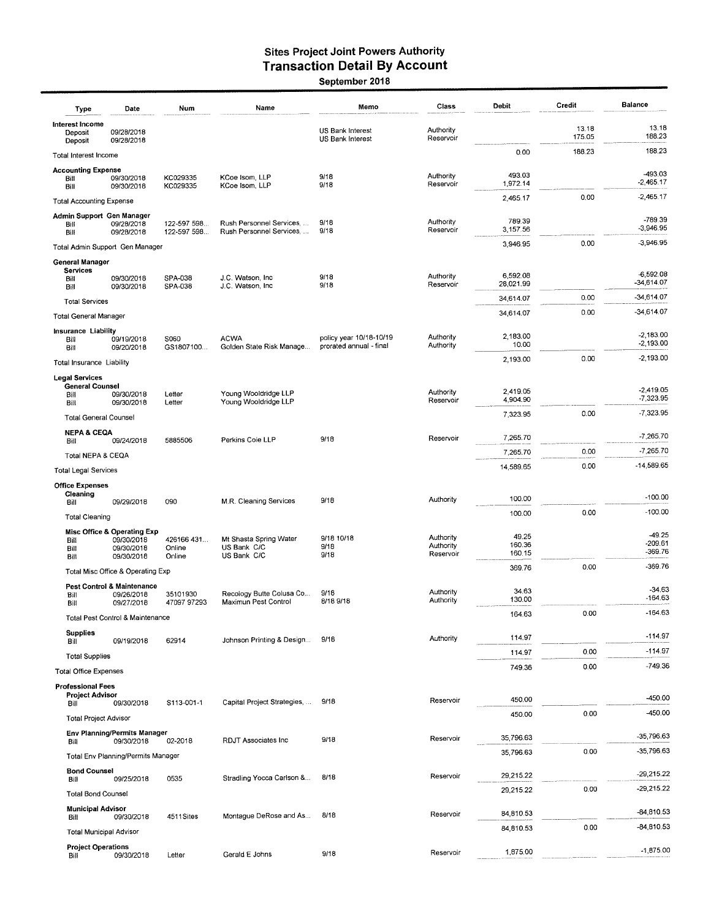# Sites Project Joint Powers Authority
## Transaction Detail By Account
### September 2018

| Type | Date | Num | Name | Memo | Class | Debit | Credit | Balance |
|---|---|---|---|---|---|---|---|---|
| **Interest Income** | | | | | | | | |
| Deposit | 09/28/2018 | | | US Bank Interest | Authority | | 13.18 | 13.18 |
| Deposit | 09/28/2018 | | | US Bank Interest | Reservoir | | 175.05 | 188.23 |
| Total Interest Income | | | | | | 0.00 | 188.23 | 188.23 |
| **Accounting Expense** | | | | | | | | |
| Bill | 09/30/2018 | KC029335 | KCoe Isom, LLP | 9/18 | Authority | 493.03 | | -493.03 |
| Bill | 09/30/2018 | KC029335 | KCoe Isom, LLP | 9/18 | Reservoir | 1,972.14 | | -2,465.17 |
| Total Accounting Expense | | | | | | 2,465.17 | 0.00 | -2,465.17 |
| **Admin Support Gen Manager** | | | | | | | | |
| Bill | 09/28/2018 | 122-597 598... | Rush Personnel Services, ... | 9/18 | Authority | 789.39 | | -789.39 |
| Bill | 09/28/2018 | 122-597 598... | Rush Personnel Services, ... | 9/18 | Reservoir | 3,157.56 | | -3,946.95 |
| Total Admin Support Gen Manager | | | | | | 3,946.95 | 0.00 | -3,946.95 |
| **General Manager** | | | | | | | | |
| **Services** | | | | | | | | |
| Bill | 09/30/2018 | SPA-038 | J.C. Watson, Inc | 9/18 | Authority | 6,592.08 | | -6,592.08 |
| Bill | 09/30/2018 | SPA-038 | J.C. Watson, Inc | 9/18 | Reservoir | 28,021.99 | | -34,614.07 |
| Total Services | | | | | | 34,614.07 | 0.00 | -34,614.07 |
| Total General Manager | | | | | | 34,614.07 | 0.00 | -34,614.07 |
| **Insurance Liability** | | | | | | | | |
| Bill | 09/19/2018 | S060 | ACWA | policy year 10/18-10/19 | Authority | 2,183.00 | | -2,183.00 |
| Bill | 09/20/2018 | GS1807100... | Golden State Risk Manage... | prorated annual - final | Authority | 10.00 | | -2,193.00 |
| Total Insurance Liability | | | | | | 2,193.00 | 0.00 | -2,193.00 |
| **Legal Services** | | | | | | | | |
| **General Counsel** | | | | | | | | |
| Bill | 09/30/2018 | Letter | Young Wooldridge LLP | | Authority | 2,419.05 | | -2,419.05 |
| Bill | 09/30/2018 | Letter | Young Wooldridge LLP | | Reservoir | 4,904.90 | | -7,323.95 |
| Total General Counsel | | | | | | 7,323.95 | 0.00 | -7,323.95 |
| **NEPA & CEQA** | | | | | | | | |
| Bill | 09/24/2018 | 5885506 | Perkins Coie LLP | 9/18 | Reservoir | 7,265.70 | | -7,265.70 |
| Total NEPA & CEQA | | | | | | 7,265.70 | 0.00 | -7,265.70 |
| Total Legal Services | | | | | | 14,589.65 | 0.00 | -14,589.65 |
| **Office Expenses** | | | | | | | | |
| **Cleaning** | | | | | | | | |
| Bill | 09/29/2018 | 090 | M.R. Cleaning Services | 9/18 | Authority | 100.00 | | -100.00 |
| Total Cleaning | | | | | | 100.00 | 0.00 | -100.00 |
| **Misc Office & Operating Exp** | | | | | | | | |
| Bill | 09/30/2018 | 426166 431... | Mt Shasta Spring Water | 9/18 10/18 | Authority | 49.25 | | -49.25 |
| Bill | 09/30/2018 | Online | US Bank C/C | 9/18 | Authority | 160.36 | | -209.61 |
| Bill | 09/30/2018 | Online | US Bank C/C | 9/18 | Reservoir | 160.15 | | -369.76 |
| Total Misc Office & Operating Exp | | | | | | 369.76 | 0.00 | -369.76 |
| **Pest Control & Maintenance** | | | | | | | | |
| Bill | 09/26/2018 | 35101930 | Recology Butte Colusa Co... | 9/18 | Authority | 34.63 | | -34.63 |
| Bill | 09/27/2018 | 47097 97293 | Maximun Pest Control | 8/18 9/18 | Authority | 130.00 | | -164.63 |
| Total Pest Control & Maintenance | | | | | | 164.63 | 0.00 | -164.63 |
| **Supplies** | | | | | | | | |
| Bill | 09/19/2018 | 62914 | Johnson Printing & Design... | 9/18 | Authority | 114.97 | | -114.97 |
| Total Supplies | | | | | | 114.97 | 0.00 | -114.97 |
| Total Office Expenses | | | | | | 749.36 | 0.00 | -749.36 |
| **Professional Fees** | | | | | | | | |
| **Project Advisor** | | | | | | | | |
| Bill | 09/30/2018 | S113-001-1 | Capital Project Strategies, ... | 9/18 | Reservoir | 450.00 | | -450.00 |
| Total Project Advisor | | | | | | 450.00 | 0.00 | -450.00 |
| **Env Planning/Permits Manager** | | | | | | | | |
| Bill | 09/30/2018 | 02-2018 | RDJT Associates Inc | 9/18 | Reservoir | 35,796.63 | | -35,796.63 |
| Total Env Planning/Permits Manager | | | | | | 35,796.63 | 0.00 | -35,796.63 |
| **Bond Counsel** | | | | | | | | |
| Bill | 09/25/2018 | 0535 | Stradling Yocca Carlson &... | 8/18 | Reservoir | 29,215.22 | | -29,215.22 |
| Total Bond Counsel | | | | | | 29,215.22 | 0.00 | -29,215.22 |
| **Municipal Advisor** | | | | | | | | |
| Bill | 09/30/2018 | 4511Sites | Montague DeRose and As... | 8/18 | Reservoir | 84,810.53 | | -84,810.53 |
| Total Municipal Advisor | | | | | | 84,810.53 | 0.00 | -84,810.53 |
| **Project Operations** | | | | | | | | |
| Bill | 09/30/2018 | Letter | Gerald E Johns | 9/18 | Reservoir | 1,875.00 | | -1,875.00 |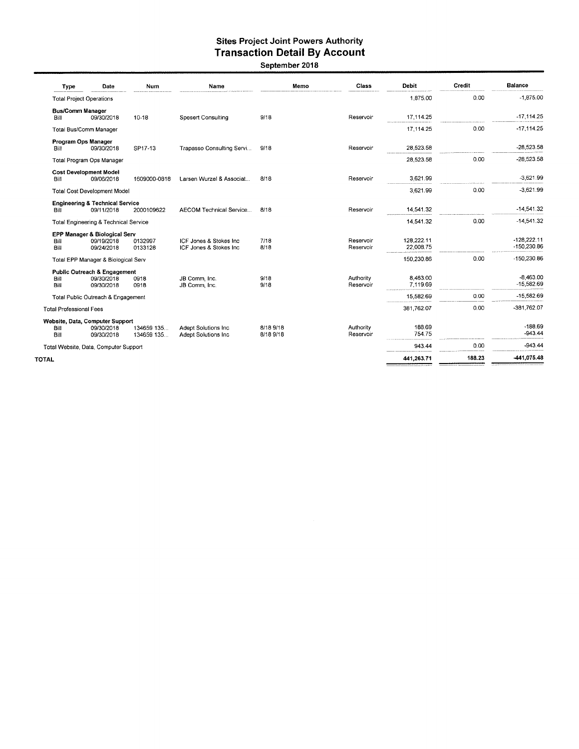# Sites Project Joint Powers Authority
## Transaction Detail By Account
### September 2018

| Type | Date | Num | Name | Memo | Class | Debit | Credit | Balance |
|---|---|---|---|---|---|---|---|---|
| Total Project Operations | | | | | | 1,875.00 | 0.00 | -1,875.00 |
| **Bus/Comm Manager** | | | | | | | | |
| Bill | 09/30/2018 | 10-18 | Spesert Consulting | 9/18 | Reservoir | 17,114.25 | | -17,114.25 |
| Total Bus/Comm Manager | | | | | | 17,114.25 | 0.00 | -17,114.25 |
| **Program Ops Manager** | | | | | | | | |
| Bill | 09/30/2018 | SP17-13 | Trapasso Consulting Servi... | 9/18 | Reservoir | 28,523.58 | | -28,523.58 |
| Total Program Ops Manager | | | | | | 28,523.58 | 0.00 | -28,523.58 |
| **Cost Development Model** | | | | | | | | |
| Bill | 09/06/2018 | 1609000-0818 | Larsen Wurzel & Associat... | 8/18 | Reservoir | 3,621.99 | | -3,621.99 |
| Total Cost Development Model | | | | | | 3,621.99 | 0.00 | -3,621.99 |
| **Engineering & Technical Service** | | | | | | | | |
| Bill | 09/11/2018 | 2000109622 | AECOM Technical Service... | 8/18 | Reservoir | 14,541.32 | | -14,541.32 |
| Total Engineering & Technical Service | | | | | | 14,541.32 | 0.00 | -14,541.32 |
| **EPP Manager & Biological Serv** | | | | | | | | |
| Bill | 09/19/2018 | 0132997 | ICF Jones & Stokes Inc | 7/18 | Reservoir | 128,222.11 | | -128,222.11 |
| Bill | 09/24/2018 | 0133128 | ICF Jones & Stokes Inc | 8/18 | Reservoir | 22,008.75 | | -150,230.86 |
| Total EPP Manager & Biological Serv | | | | | | 150,230.86 | 0.00 | -150,230.86 |
| **Public Outreach & Engagement** | | | | | | | | |
| Bill | 09/30/2018 | 0918 | JB Comm, Inc. | 9/18 | Authority | 8,463.00 | | -8,463.00 |
| Bill | 09/30/2018 | 0918 | JB Comm, Inc. | 9/18 | Reservoir | 7,119.69 | | -15,582.69 |
| Total Public Outreach & Engagement | | | | | | 15,582.69 | 0.00 | -15,582.69 |
| Total Professional Fees | | | | | | 381,762.07 | 0.00 | -381,762.07 |
| **Website, Data, Computer Support** | | | | | | | | |
| Bill | 09/30/2018 | 134659 135... | Adept Solutions Inc | 8/18 9/18 | Authority | 188.69 | | -188.69 |
| Bill | 09/30/2018 | 134659 135... | Adept Solutions Inc | 8/18 9/18 | Reservoir | 754.75 | | -943.44 |
| Total Website, Data, Computer Support | | | | | | 943.44 | 0.00 | -943.44 |
| **TOTAL** | | | | | | **441,263.71** | **188.23** | **-441,075.48** |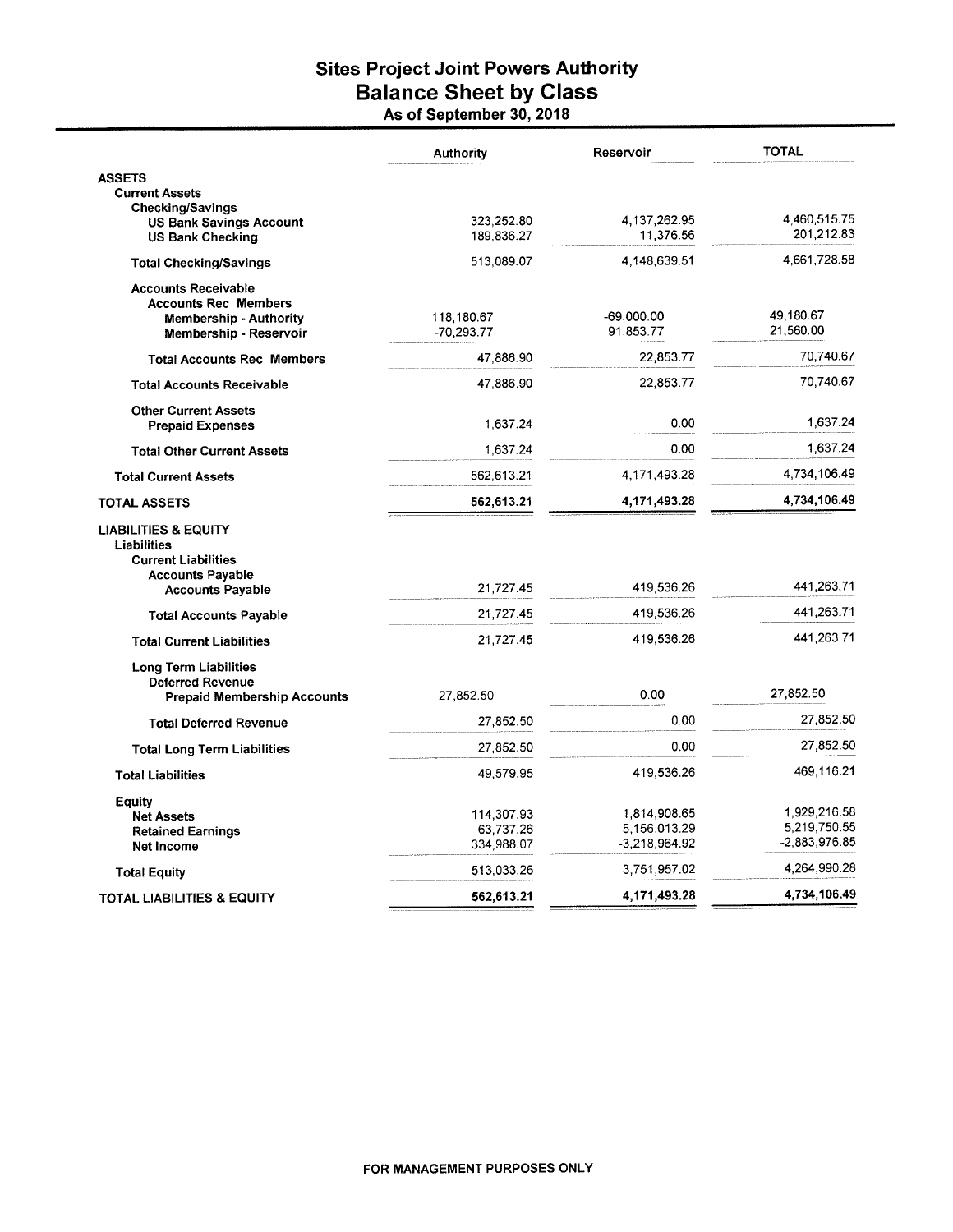# Sites Project Joint Powers Authority
## Balance Sheet by Class
### As of September 30, 2018

| | Authority | Reservoir | TOTAL |
|---|---|---|---|
| **ASSETS** | | | |
| **Current Assets** | | | |
| **Checking/Savings** | | | |
| **US Bank Savings Account** | 323,252.80 | 4,137,262.95 | 4,460,515.75 |
| **US Bank Checking** | 189,836.27 | 11,376.56 | 201,212.83 |
| **Total Checking/Savings** | 513,089.07 | 4,148,639.51 | 4,661,728.58 |
| **Accounts Receivable** | | | |
| **Accounts Rec Members** | | | |
| **Membership - Authority** | 118,180.67 | -69,000.00 | 49,180.67 |
| **Membership - Reservoir** | -70,293.77 | 91,853.77 | 21,560.00 |
| **Total Accounts Rec Members** | 47,886.90 | 22,853.77 | 70,740.67 |
| **Total Accounts Receivable** | 47,886.90 | 22,853.77 | 70,740.67 |
| **Other Current Assets** | | | |
| **Prepaid Expenses** | 1,637.24 | 0.00 | 1,637.24 |
| **Total Other Current Assets** | 1,637.24 | 0.00 | 1,637.24 |
| **Total Current Assets** | 562,613.21 | 4,171,493.28 | 4,734,106.49 |
| **TOTAL ASSETS** | **562,613.21** | **4,171,493.28** | **4,734,106.49** |
| **LIABILITIES & EQUITY** | | | |
| **Liabilities** | | | |
| **Current Liabilities** | | | |
| **Accounts Payable** | | | |
| **Accounts Payable** | 21,727.45 | 419,536.26 | 441,263.71 |
| **Total Accounts Payable** | 21,727.45 | 419,536.26 | 441,263.71 |
| **Total Current Liabilities** | 21,727.45 | 419,536.26 | 441,263.71 |
| **Long Term Liabilities** | | | |
| **Deferred Revenue** | | | |
| **Prepaid Membership Accounts** | 27,852.50 | 0.00 | 27,852.50 |
| **Total Deferred Revenue** | 27,852.50 | 0.00 | 27,852.50 |
| **Total Long Term Liabilities** | 27,852.50 | 0.00 | 27,852.50 |
| **Total Liabilities** | 49,579.95 | 419,536.26 | 469,116.21 |
| **Equity** | | | |
| **Net Assets** | 114,307.93 | 1,814,908.65 | 1,929,216.58 |
| **Retained Earnings** | 63,737.26 | 5,156,013.29 | 5,219,750.55 |
| **Net Income** | 334,988.07 | -3,218,964.92 | -2,883,976.85 |
| **Total Equity** | 513,033.26 | 3,751,957.02 | 4,264,990.28 |
| **TOTAL LIABILITIES & EQUITY** | **562,613.21** | **4,171,493.28** | **4,734,106.49** |

**FOR MANAGEMENT PURPOSES ONLY**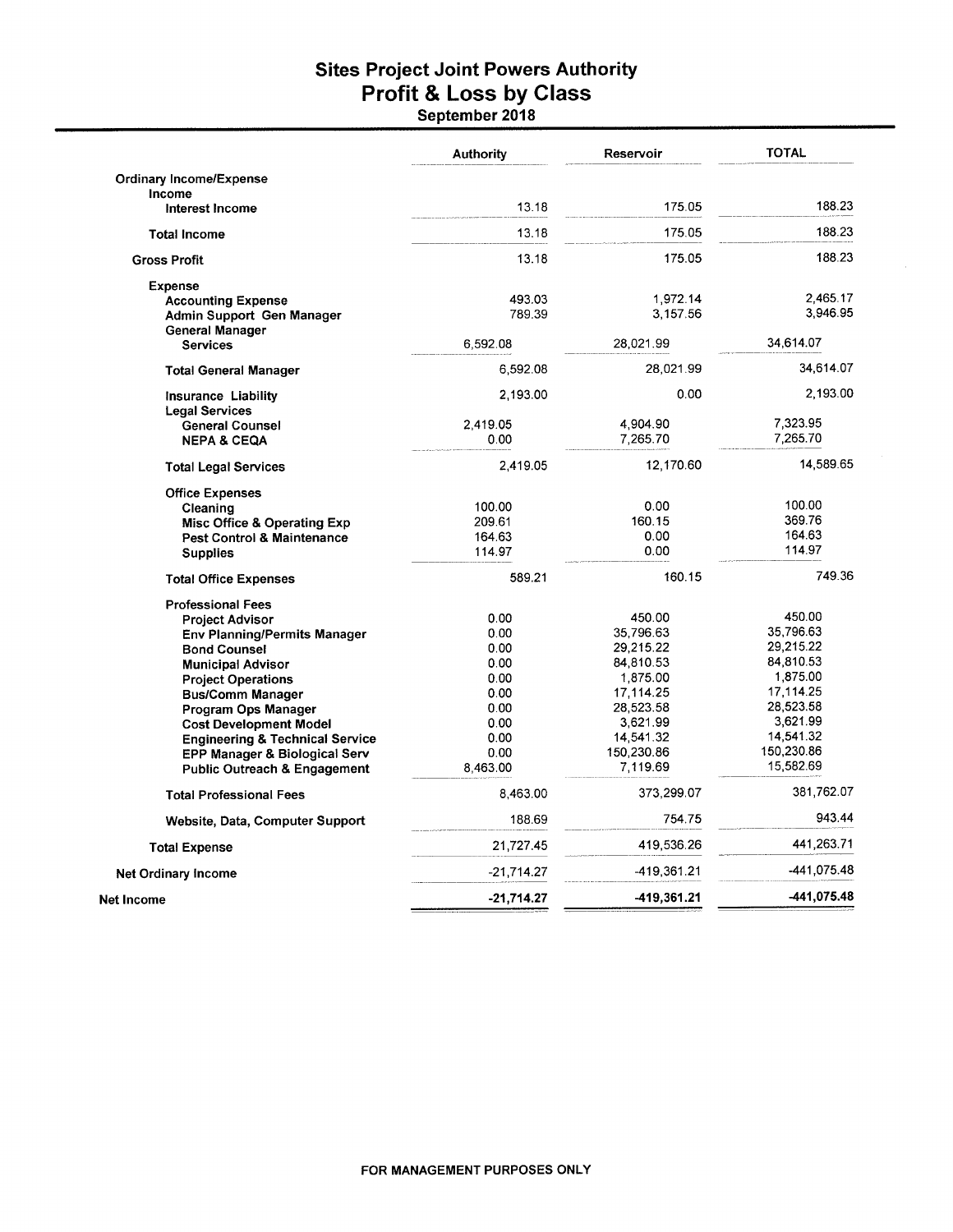# Sites Project Joint Powers Authority
## Profit & Loss by Class
### September 2018

| | Authority | Reservoir | TOTAL |
|---|---|---|---|
| **Ordinary Income/Expense** | | | |
| **Income** | | | |
| **Interest Income** | 13.18 | 175.05 | 188.23 |
| **Total Income** | 13.18 | 175.05 | 188.23 |
| **Gross Profit** | 13.18 | 175.05 | 188.23 |
| **Expense** | | | |
| **Accounting Expense** | 493.03 | 1,972.14 | 2,465.17 |
| **Admin Support Gen Manager** | 789.39 | 3,157.56 | 3,946.95 |
| **General Manager** | | | |
| **Services** | 6,592.08 | 28,021.99 | 34,614.07 |
| **Total General Manager** | 6,592.08 | 28,021.99 | 34,614.07 |
| **Insurance Liability** | 2,193.00 | 0.00 | 2,193.00 |
| **Legal Services** | | | |
| **General Counsel** | 2,419.05 | 4,904.90 | 7,323.95 |
| **NEPA & CEQA** | 0.00 | 7,265.70 | 7,265.70 |
| **Total Legal Services** | 2,419.05 | 12,170.60 | 14,589.65 |
| **Office Expenses** | | | |
| **Cleaning** | 100.00 | 0.00 | 100.00 |
| **Misc Office & Operating Exp** | 209.61 | 160.15 | 369.76 |
| **Pest Control & Maintenance** | 164.63 | 0.00 | 164.63 |
| **Supplies** | 114.97 | 0.00 | 114.97 |
| **Total Office Expenses** | 589.21 | 160.15 | 749.36 |
| **Professional Fees** | | | |
| **Project Advisor** | 0.00 | 450.00 | 450.00 |
| **Env Planning/Permits Manager** | 0.00 | 35,796.63 | 35,796.63 |
| **Bond Counsel** | 0.00 | 29,215.22 | 29,215.22 |
| **Municipal Advisor** | 0.00 | 84,810.53 | 84,810.53 |
| **Project Operations** | 0.00 | 1,875.00 | 1,875.00 |
| **Bus/Comm Manager** | 0.00 | 17,114.25 | 17,114.25 |
| **Program Ops Manager** | 0.00 | 28,523.58 | 28,523.58 |
| **Cost Development Model** | 0.00 | 3,621.99 | 3,621.99 |
| **Engineering & Technical Service** | 0.00 | 14,541.32 | 14,541.32 |
| **EPP Manager & Biological Serv** | 0.00 | 150,230.86 | 150,230.86 |
| **Public Outreach & Engagement** | 8,463.00 | 7,119.69 | 15,582.69 |
| **Total Professional Fees** | 8,463.00 | 373,299.07 | 381,762.07 |
| **Website, Data, Computer Support** | 188.69 | 754.75 | 943.44 |
| **Total Expense** | 21,727.45 | 419,536.26 | 441,263.71 |
| **Net Ordinary Income** | -21,714.27 | -419,361.21 | -441,075.48 |
| **Net Income** | **-21,714.27** | **-419,361.21** | **-441,075.48** |

FOR MANAGEMENT PURPOSES ONLY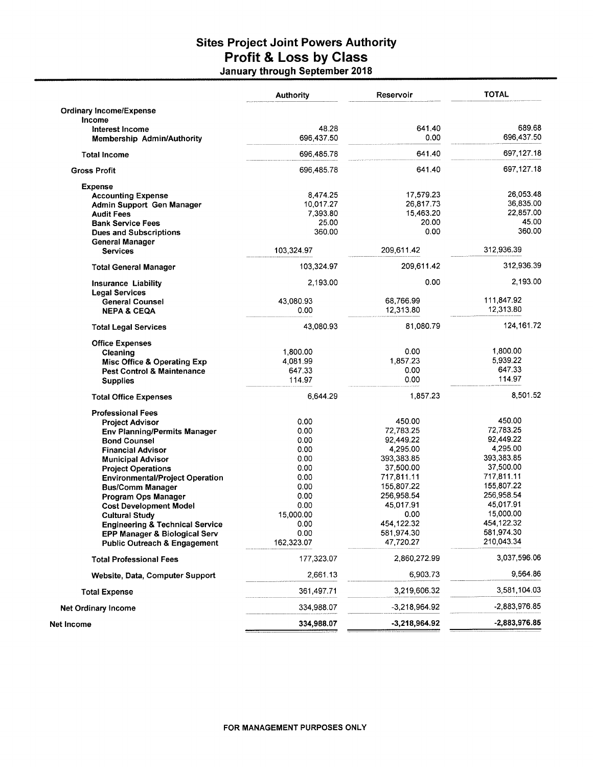# Sites Project Joint Powers Authority
## Profit & Loss by Class
### January through September 2018

| | Authority | Reservoir | TOTAL |
|---|---|---|---|
| **Ordinary Income/Expense** | | | |
| **Income** | | | |
| **Interest Income** | 48.28 | 641.40 | 689.68 |
| **Membership Admin/Authority** | 696,437.50 | 0.00 | 696,437.50 |
| **Total Income** | 696,485.78 | 641.40 | 697,127.18 |
| **Gross Profit** | 696,485.78 | 641.40 | 697,127.18 |
| **Expense** | | | |
| **Accounting Expense** | 8,474.25 | 17,579.23 | 26,053.48 |
| **Admin Support Gen Manager** | 10,017.27 | 26,817.73 | 36,835.00 |
| **Audit Fees** | 7,393.80 | 15,463.20 | 22,857.00 |
| **Bank Service Fees** | 25.00 | 20.00 | 45.00 |
| **Dues and Subscriptions** | 360.00 | 0.00 | 360.00 |
| **General Manager** | | | |
| **Services** | 103,324.97 | 209,611.42 | 312,936.39 |
| **Total General Manager** | 103,324.97 | 209,611.42 | 312,936.39 |
| **Insurance Liability** | 2,193.00 | 0.00 | 2,193.00 |
| **Legal Services** | | | |
| **General Counsel** | 43,080.93 | 68,766.99 | 111,847.92 |
| **NEPA & CEQA** | 0.00 | 12,313.80 | 12,313.80 |
| **Total Legal Services** | 43,080.93 | 81,080.79 | 124,161.72 |
| **Office Expenses** | | | |
| **Cleaning** | 1,800.00 | 0.00 | 1,800.00 |
| **Misc Office & Operating Exp** | 4,081.99 | 1,857.23 | 5,939.22 |
| **Pest Control & Maintenance** | 647.33 | 0.00 | 647.33 |
| **Supplies** | 114.97 | 0.00 | 114.97 |
| **Total Office Expenses** | 6,644.29 | 1,857.23 | 8,501.52 |
| **Professional Fees** | | | |
| **Project Advisor** | 0.00 | 450.00 | 450.00 |
| **Env Planning/Permits Manager** | 0.00 | 72,783.25 | 72,783.25 |
| **Bond Counsel** | 0.00 | 92,449.22 | 92,449.22 |
| **Financial Advisor** | 0.00 | 4,295.00 | 4,295.00 |
| **Municipal Advisor** | 0.00 | 393,383.85 | 393,383.85 |
| **Project Operations** | 0.00 | 37,500.00 | 37,500.00 |
| **Environmental/Project Operation** | 0.00 | 717,811.11 | 717,811.11 |
| **Bus/Comm Manager** | 0.00 | 155,807.22 | 155,807.22 |
| **Program Ops Manager** | 0.00 | 256,958.54 | 256,958.54 |
| **Cost Development Model** | 0.00 | 45,017.91 | 45,017.91 |
| **Cultural Study** | 15,000.00 | 0.00 | 15,000.00 |
| **Engineering & Technical Service** | 0.00 | 454,122.32 | 454,122.32 |
| **EPP Manager & Biological Serv** | 0.00 | 581,974.30 | 581,974.30 |
| **Public Outreach & Engagement** | 162,323.07 | 47,720.27 | 210,043.34 |
| **Total Professional Fees** | 177,323.07 | 2,860,272.99 | 3,037,596.06 |
| **Website, Data, Computer Support** | 2,661.13 | 6,903.73 | 9,564.86 |
| **Total Expense** | 361,497.71 | 3,219,606.32 | 3,581,104.03 |
| **Net Ordinary Income** | 334,988.07 | -3,218,964.92 | -2,883,976.85 |
| **Net Income** | **334,988.07** | **-3,218,964.92** | **-2,883,976.85** |

**FOR MANAGEMENT PURPOSES ONLY**